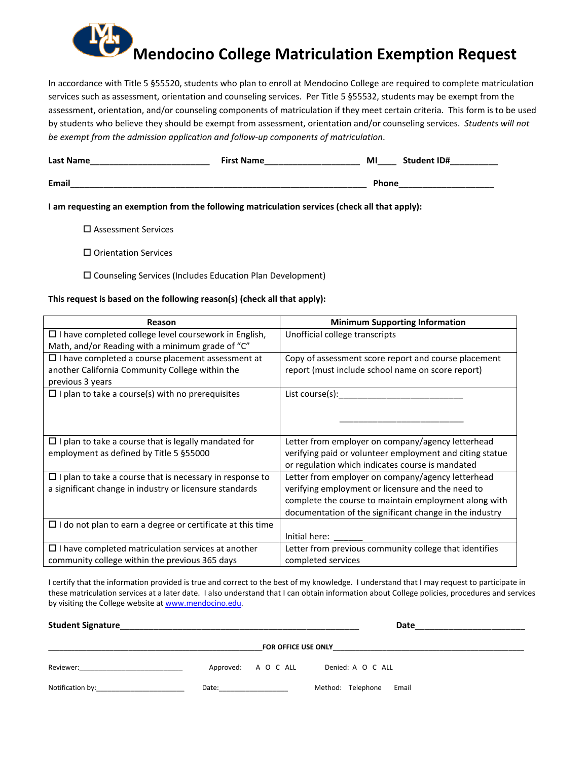# Mendocino College Matriculation Exemption Request

In accordance with Title 5 §55520, students who plan to enroll at Mendocino College are required to complete matriculation services such as assessment, orientation and counseling services. Per Title 5 §55532, students may be exempt from the assessment, orientation, and/or counseling components of matriculation if they meet certain criteria. This form is to be used by students who believe they should be exempt from assessment, orientation and/or counseling services. *Students will not be exempt from the admission application and follow-up components of matriculation*.

**Last Name**_________________________ **First Name**____________________ **MI**____ **Student ID#**__________

**Email**_____________________________________________________________ **Phone**____________________

**I am requesting an exemption from the following matriculation services (check all that apply):**

- ☐ Assessment Services
- ☐ Orientation Services
- ☐ Counseling Services (Includes Education Plan Development)

**This request is based on the following reason(s) (check all that apply):**

| Reason | Minimum Supporting Information |
|---|---|
| ☐ I have completed college level coursework in English, Math, and/or Reading with a minimum grade of "C" | Unofficial college transcripts |
| ☐ I have completed a course placement assessment at another California Community College within the previous 3 years | Copy of assessment score report and course placement report (must include school name on score report) |
| ☐ I plan to take a course(s) with no prerequisites | List course(s):__________________________ __________________________ |
| ☐ I plan to take a course that is legally mandated for employment as defined by Title 5 §55000 | Letter from employer on company/agency letterhead verifying paid or volunteer employment and citing statue or regulation which indicates course is mandated |
| ☐ I plan to take a course that is necessary in response to a significant change in industry or licensure standards | Letter from employer on company/agency letterhead verifying employment or licensure and the need to complete the course to maintain employment along with documentation of the significant change in the industry |
| ☐ I do not plan to earn a degree or certificate at this time | Initial here: ______ |
| ☐ I have completed matriculation services at another community college within the previous 365 days | Letter from previous community college that identifies completed services |

I certify that the information provided is true and correct to the best of my knowledge. I understand that I may request to participate in these matriculation services at a later date. I also understand that I can obtain information about College policies, procedures and services by visiting the College website at www.mendocino.edu.

**Student Signature**_________________________________________________ **Date**_______________________

**FOR OFFICE USE ONLY**

Reviewer:___________________________ Approved: A O C ALL Denied: A O C ALL

Notification by:_______________________ Date:__________________ Method: Telephone Email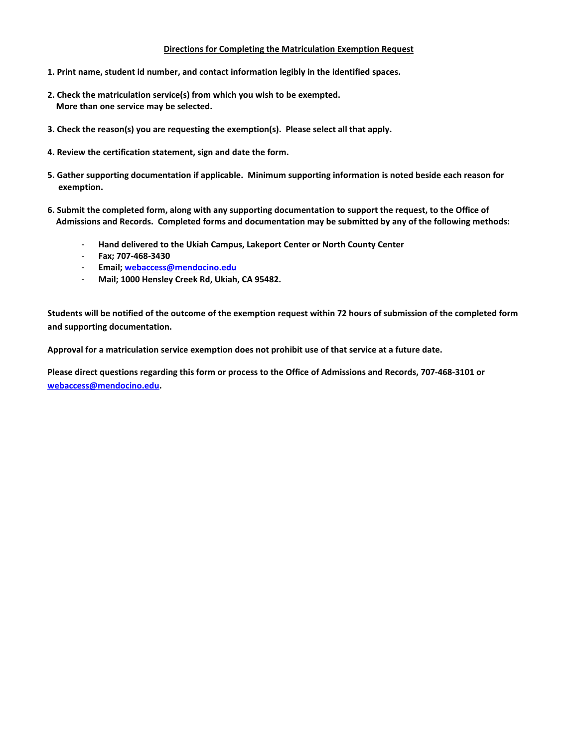## Directions for Completing the Matriculation Exemption Request

**1. Print name, student id number, and contact information legibly in the identified spaces.**

**2. Check the matriculation service(s) from which you wish to be exempted. More than one service may be selected.**

**3. Check the reason(s) you are requesting the exemption(s). Please select all that apply.**

**4. Review the certification statement, sign and date the form.**

**5. Gather supporting documentation if applicable. Minimum supporting information is noted beside each reason for exemption.**

**6. Submit the completed form, along with any supporting documentation to support the request, to the Office of Admissions and Records. Completed forms and documentation may be submitted by any of the following methods:**

- **Hand delivered to the Ukiah Campus, Lakeport Center or North County Center**
- **Fax; 707-468-3430**
- **Email; webaccess@mendocino.edu**
- **Mail; 1000 Hensley Creek Rd, Ukiah, CA 95482.**

**Students will be notified of the outcome of the exemption request within 72 hours of submission of the completed form and supporting documentation.**

**Approval for a matriculation service exemption does not prohibit use of that service at a future date.**

**Please direct questions regarding this form or process to the Office of Admissions and Records, 707-468-3101 or webaccess@mendocino.edu.**